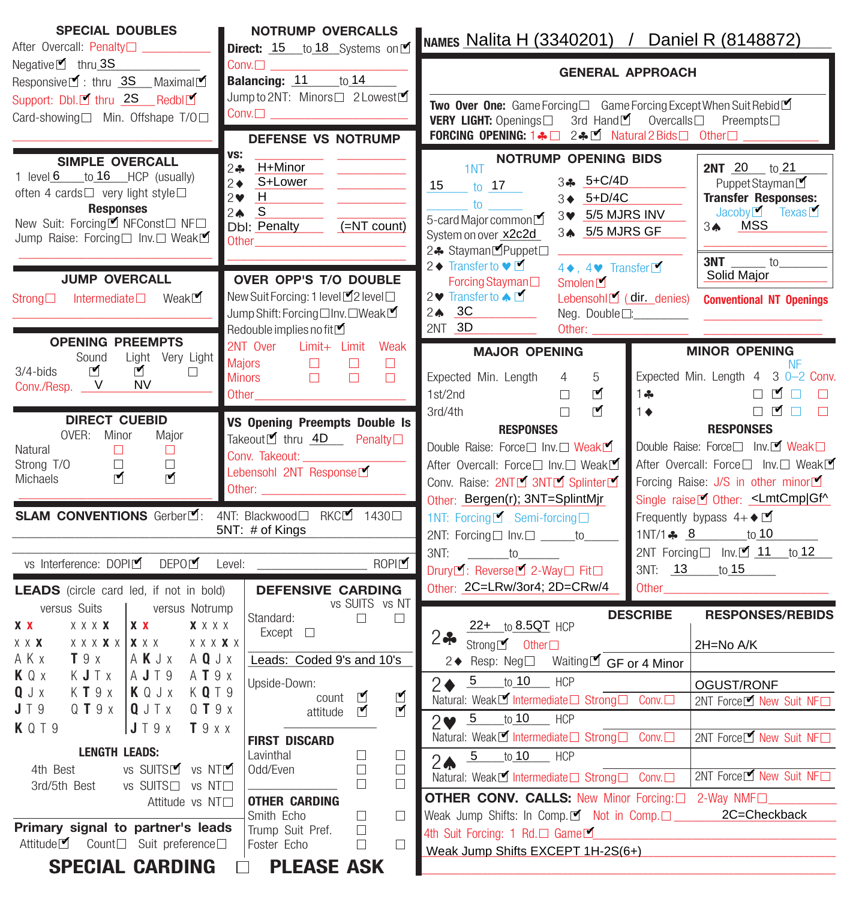**NAMES** Nalita H (3340201) / Daniel R (8148872)

## SPECIAL DOUBLES

After Overcall: Penalty ☐
Negative ☑ thru 3S
Responsive ☑ : thru 3S Maximal ☑
Support: Dbl. ☑ thru 2S Redbl ☑
Card-showing ☐ Min. Offshape T/O ☐

## SIMPLE OVERCALL

1 level 6 to 16 HCP (usually)
often 4 cards ☐ very light style ☐

**Responses**

New Suit: Forcing ☑ NFConst ☐ NF ☐
Jump Raise: Forcing ☐ Inv. ☐ Weak ☑

## JUMP OVERCALL

Strong ☐ Intermediate ☐ Weak ☑

## OPENING PREEMPTS

| | Sound | Light | Very Light |
|---|---|---|---|
| 3/4-bids | ☑ | ☑ | ☐ |
| Conv./Resp. | V | NV | |

## DIRECT CUEBID

| OVER: | Minor | Major |
|---|---|---|
| Natural | ☐ | ☐ |
| Strong T/O | ☐ | ☐ |
| Michaels | ☑ | ☑ |

## NOTRUMP OVERCALLS

Direct: 15 to 18 Systems on ☑
Conv. ☐
Balancing: 11 to 14
Jump to 2NT: Minors ☐ 2 Lowest ☑
Conv. ☐

## DEFENSE VS NOTRUMP

| vs: | | |
|---|---|---|
| 2♣ | H+Minor | |
| 2♦ | S+Lower | |
| 2♥ | H | |
| 2♠ | S | |
| Dbl: | Penalty | (=NT count) |
| Other | | |

## OVER OPP'S T/O DOUBLE

New Suit Forcing: 1 level ☑ 2 level ☐
Jump Shift: Forcing ☐ Inv. ☐ Weak ☑
Redouble implies no fit ☑

| 2NT Over | Limit+ | Limit | Weak |
|---|---|---|---|
| Majors | ☐ | ☐ | ☐ |
| Minors | ☐ | ☐ | ☐ |
| Other | | | |

## VS Opening Preempts Double Is

Takeout ☑ thru 4D Penalty ☐
Conv. Takeout:
Lebensohl 2NT Response ☑
Other:

## GENERAL APPROACH

Two Over One: Game Forcing ☐ Game Forcing Except When Suit Rebid ☑
VERY LIGHT: Openings ☐ 3rd Hand ☑ Overcalls ☐ Preempts ☐
FORCING OPENING: 1♣ ☐ 2♣ ☑ Natural 2 Bids ☐ Other ☐

## NOTRUMP OPENING BIDS

1NT
15 to 17
to
5-card Major common ☑
System on over x2c2d
2♣ Stayman ☑ Puppet ☐
2♦ Transfer to ♥ ☑
Forcing Stayman ☐
2♥ Transfer to ♠ ☑
2♠ 3C
2NT 3D

3♣ 5+C/4D
3♦ 5+D/4C
3♥ 5/5 MJRS INV
3♠ 5/5 MJRS GF

4♦, 4♥ Transfer ☑
Smolen ☑
Lebensohl ☑ (dir. denies)
Neg. Double ☐:
Other:

**2NT** 20 to 21
Puppet Stayman ☑
**Transfer Responses:**
Jacoby ☑ Texas ☑
3♠ MSS

**3NT** to
Solid Major

**Conventional NT Openings**

## MAJOR OPENING

| Expected Min. Length | 4 | 5 |
|---|---|---|
| 1st/2nd | ☐ | ☑ |
| 3rd/4th | ☐ | ☑ |

**RESPONSES**

Double Raise: Force ☐ Inv. ☐ Weak ☑
After Overcall: Force ☐ Inv. ☐ Weak ☑
Conv. Raise: 2NT ☑ 3NT ☑ Splinter ☑
Other: Bergen(r); 3NT=SplintMjr
1NT: Forcing ☑ Semi-forcing ☐
2NT: Forcing ☐ Inv. ☐ to
3NT: to
Drury ☑: Reverse ☑ 2-Way ☐ Fit ☐
Other: 2C=LRw/3or4; 2D=CRw/4

## MINOR OPENING

| Expected Min. Length | 4 | 3 | NF 0–2 | Conv. |
|---|---|---|---|---|
| 1♣ | ☐ | ☑ | ☐ | ☐ |
| 1♦ | ☐ | ☑ | ☐ | ☐ |

**RESPONSES**

Double Raise: Force ☐ Inv. ☑ Weak ☐
After Overcall: Force ☐ Inv. ☐ Weak ☑
Forcing Raise: J/S in other minor ☑
Single raise ☑ Other: <LmtCmp|Gf^
Frequently bypass 4+♦ ☑
1NT/1♣ 8 to 10
2NT Forcing ☐ Inv. ☑ 11 to 12
3NT: 13 to 15
Other

## SLAM CONVENTIONS

Gerber ☑: 4NT: Blackwood ☐ RKC ☑ 1430 ☐
5NT: # of Kings

vs Interference: DOPI ☑ DEPO ☑ Level: ROPI ☑

## LEADS (circle card led, if not in bold)

| versus Suits | | versus Notrump | |
|---|---|---|---|
| **x** x | x x x **x** | **x** x | **x** x x x |
| x x **x** | x x x **x** x | **x** x x | x x x **x** x |
| A K x | **T** 9 x | A **K** J x | A **Q** J x |
| **K** Q x | K **J** T x | A **J** T 9 | A **T** 9 x |
| **Q** J x | K **T** 9 x | **K** Q J x | K **Q** T 9 |
| **J** T 9 | Q **T** 9 x | **Q** J T x | Q **T** 9 x |
| **K** Q T 9 | | **J** T 9 x | **T** 9 x x |

**LENGTH LEADS:**

4th Best vs SUITS ☑ vs NT ☑
3rd/5th Best vs SUITS ☐ vs NT ☐
Attitude vs NT ☐

**Primary signal to partner's leads**
Attitude ☑ Count ☐ Suit preference ☐

## DEFENSIVE CARDING

| | vs SUITS | vs NT |
|---|---|---|
| Standard: | ☐ | ☐ |
| Except | ☐ | |
| Leads: Coded 9's and 10's | | |
| Upside-Down: | | |
| count | ☑ | ☑ |
| attitude | ☑ | ☑ |

**FIRST DISCARD**

| | vs SUITS | vs NT |
|---|---|---|
| Lavinthal | ☐ | ☐ |
| Odd/Even | ☐ | ☐ |
| | ☐ | ☐ |

**OTHER CARDING**

| | vs SUITS | vs NT |
|---|---|---|
| Smith Echo | ☐ | ☐ |
| Trump Suit Pref. | ☐ | |
| Foster Echo | ☐ | ☐ |

**SPECIAL CARDING ☐ PLEASE ASK**

## DESCRIBE / RESPONSES/REBIDS

| DESCRIBE | RESPONSES/REBIDS |
|---|---|
| **2♣** 22+ to 8.5QT HCP. Strong ☑ Other ☐. 2♦ Resp: Neg ☐ Waiting ☑ GF or 4 Minor | 2H=No A/K |
| **2♦** 5 to 10 HCP. Natural: Weak ☑ Intermediate ☐ Strong ☐ Conv. ☐ | OGUST/RONF. 2NT Force ☑ New Suit NF ☐ |
| **2♥** 5 to 10 HCP. Natural: Weak ☑ Intermediate ☐ Strong ☐ Conv. ☐ | 2NT Force ☑ New Suit NF ☐ |
| **2♠** 5 to 10 HCP. Natural: Weak ☑ Intermediate ☐ Strong ☐ Conv. ☐ | 2NT Force ☑ New Suit NF ☐ |

## OTHER CONV. CALLS:

New Minor Forcing: ☐ 2-Way NMF ☐
Weak Jump Shifts: In Comp. ☑ Not in Comp. ☐ 2C=Checkback
4th Suit Forcing: 1 Rd. ☐ Game ☑
Weak Jump Shifts EXCEPT 1H-2S(6+)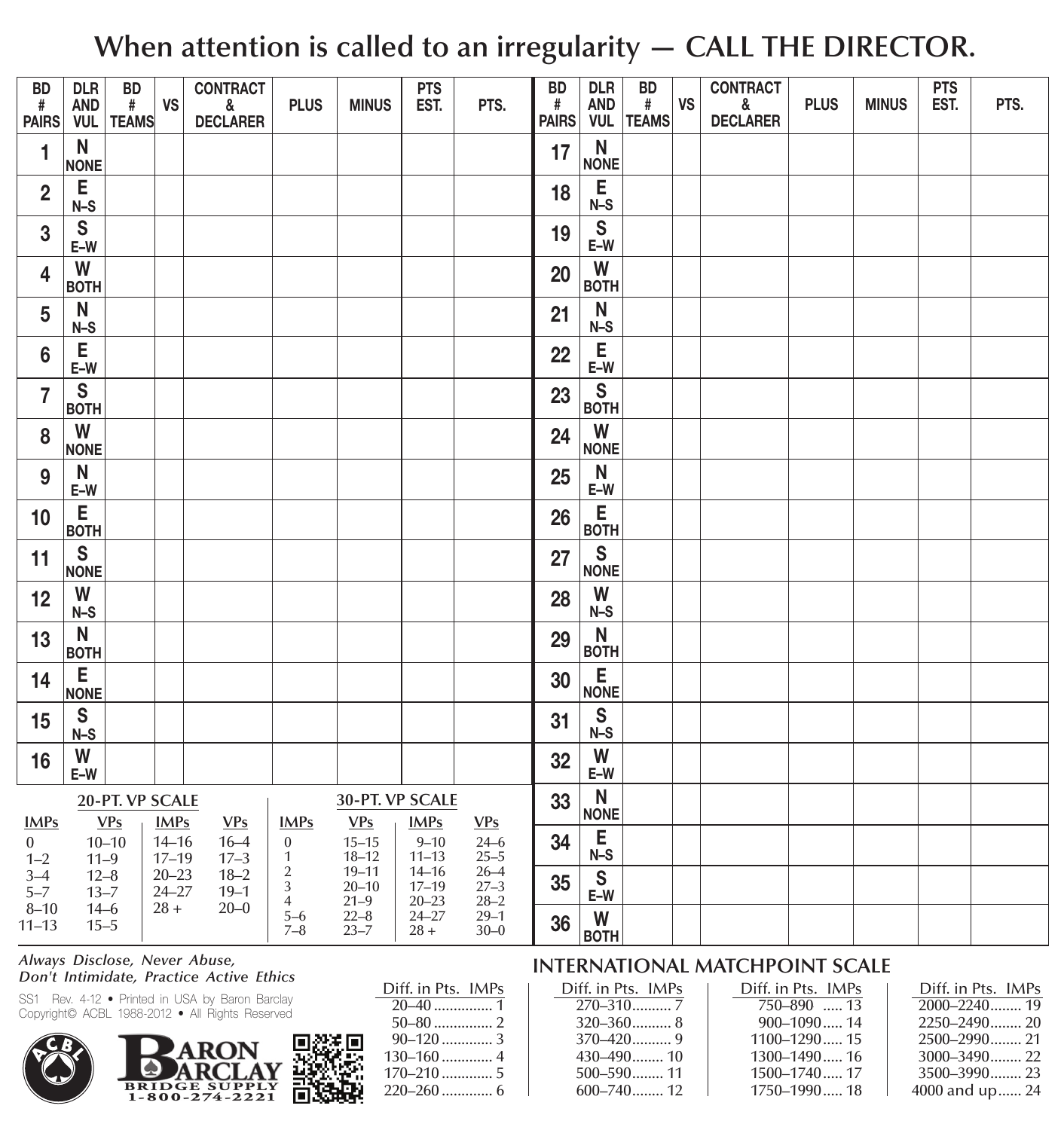# When attention is called to an irregularity — CALL THE DIRECTOR.

| BD # PAIRS | DLR AND VUL | BD # TEAMS | VS | CONTRACT & DECLARER | PLUS | MINUS | PTS EST. | PTS. |
|---|---|---|---|---|---|---|---|---|
| 1 | N NONE | | | | | | | |
| 2 | E N–S | | | | | | | |
| 3 | S E–W | | | | | | | |
| 4 | W BOTH | | | | | | | |
| 5 | N N–S | | | | | | | |
| 6 | E E–W | | | | | | | |
| 7 | S BOTH | | | | | | | |
| 8 | W NONE | | | | | | | |
| 9 | N E–W | | | | | | | |
| 10 | E BOTH | | | | | | | |
| 11 | S NONE | | | | | | | |
| 12 | W N–S | | | | | | | |
| 13 | N BOTH | | | | | | | |
| 14 | E NONE | | | | | | | |
| 15 | S N–S | | | | | | | |
| 16 | W E–W | | | | | | | |
| 17 | N NONE | | | | | | | |
| 18 | E N–S | | | | | | | |
| 19 | S E–W | | | | | | | |
| 20 | W BOTH | | | | | | | |
| 21 | N N–S | | | | | | | |
| 22 | E E–W | | | | | | | |
| 23 | S BOTH | | | | | | | |
| 24 | W NONE | | | | | | | |
| 25 | N E–W | | | | | | | |
| 26 | E BOTH | | | | | | | |
| 27 | S NONE | | | | | | | |
| 28 | W N–S | | | | | | | |
| 29 | N BOTH | | | | | | | |
| 30 | E NONE | | | | | | | |
| 31 | S N–S | | | | | | | |
| 32 | W E–W | | | | | | | |
| 33 | N NONE | | | | | | | |
| 34 | E N–S | | | | | | | |
| 35 | S E–W | | | | | | | |
| 36 | W BOTH | | | | | | | |

## 20-PT. VP SCALE

| IMPs | VPs | IMPs | VPs |
|---|---|---|---|
| 0 | 10–10 | 14–16 | 16–4 |
| 1–2 | 11–9 | 17–19 | 17–3 |
| 3–4 | 12–8 | 20–23 | 18–2 |
| 5–7 | 13–7 | 24–27 | 19–1 |
| 8–10 | 14–6 | 28 + | 20–0 |
| 11–13 | 15–5 | | |

## 30-PT. VP SCALE

| IMPs | VPs | IMPs | VPs |
|---|---|---|---|
| 0 | 15–15 | 9–10 | 24–6 |
| 1 | 18–12 | 11–13 | 25–5 |
| 2 | 19–11 | 14–16 | 26–4 |
| 3 | 20–10 | 17–19 | 27–3 |
| 4 | 21–9 | 20–23 | 28–2 |
| 5–6 | 22–8 | 24–27 | 29–1 |
| 7–8 | 23–7 | 28 + | 30–0 |

*Always Disclose, Never Abuse, Don't Intimidate, Practice Active Ethics*

SS1 Rev. 4-12 • Printed in USA by Baron Barclay
Copyright© ACBL 1988-2012 • All Rights Reserved

BARON BARCLAY BRIDGE SUPPLY 1-800-274-2221

## INTERNATIONAL MATCHPOINT SCALE

| Diff. in Pts. | IMPs | Diff. in Pts. | IMPs | Diff. in Pts. | IMPs | Diff. in Pts. | IMPs |
|---|---|---|---|---|---|---|---|
| 20–40 | 1 | 270–310 | 7 | 750–890 | 13 | 2000–2240 | 19 |
| 50–80 | 2 | 320–360 | 8 | 900–1090 | 14 | 2250–2490 | 20 |
| 90–120 | 3 | 370–420 | 9 | 1100–1290 | 15 | 2500–2990 | 21 |
| 130–160 | 4 | 430–490 | 10 | 1300–1490 | 16 | 3000–3490 | 22 |
| 170–210 | 5 | 500–590 | 11 | 1500–1740 | 17 | 3500–3990 | 23 |
| 220–260 | 6 | 600–740 | 12 | 1750–1990 | 18 | 4000 and up | 24 |